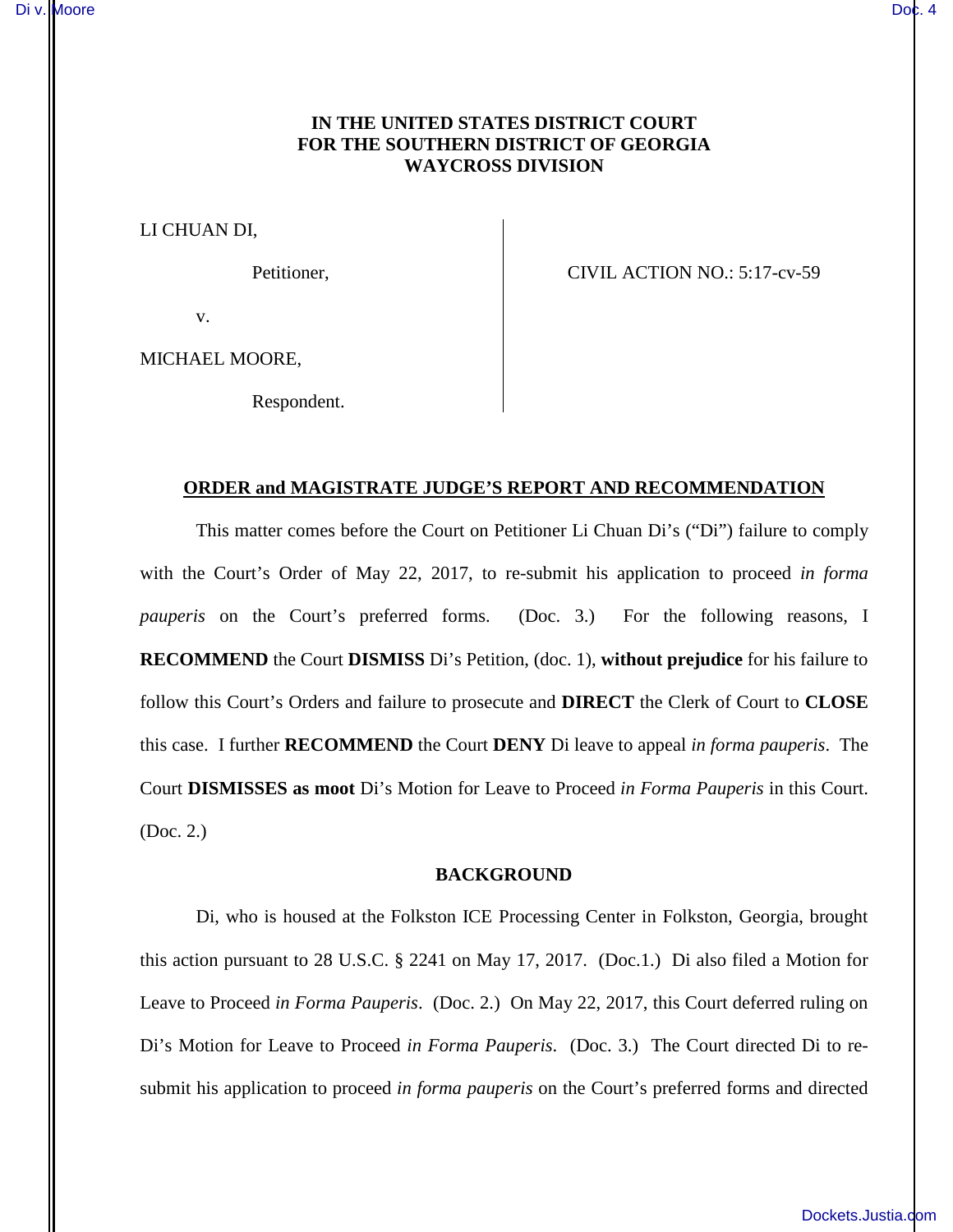**IN THE UNITED STATES DISTRICT COURT**
**FOR THE SOUTHERN DISTRICT OF GEORGIA**
**WAYCROSS DIVISION**

LI CHUAN DI,

Petitioner,

v.

MICHAEL MOORE,

Respondent.

CIVIL ACTION NO.: 5:17-cv-59

## ORDER and MAGISTRATE JUDGE'S REPORT AND RECOMMENDATION

This matter comes before the Court on Petitioner Li Chuan Di's ("Di") failure to comply with the Court's Order of May 22, 2017, to re-submit his application to proceed *in forma pauperis* on the Court's preferred forms. (Doc. 3.) For the following reasons, I **RECOMMEND** the Court **DISMISS** Di's Petition, (doc. 1), **without prejudice** for his failure to follow this Court's Orders and failure to prosecute and **DIRECT** the Clerk of Court to **CLOSE** this case. I further **RECOMMEND** the Court **DENY** Di leave to appeal *in forma pauperis*. The Court **DISMISSES as moot** Di's Motion for Leave to Proceed *in Forma Pauperis* in this Court. (Doc. 2.)

## BACKGROUND

Di, who is housed at the Folkston ICE Processing Center in Folkston, Georgia, brought this action pursuant to 28 U.S.C. § 2241 on May 17, 2017. (Doc.1.) Di also filed a Motion for Leave to Proceed *in Forma Pauperis*. (Doc. 2.) On May 22, 2017, this Court deferred ruling on Di's Motion for Leave to Proceed *in Forma Pauperis*. (Doc. 3.) The Court directed Di to re-submit his application to proceed *in forma pauperis* on the Court's preferred forms and directed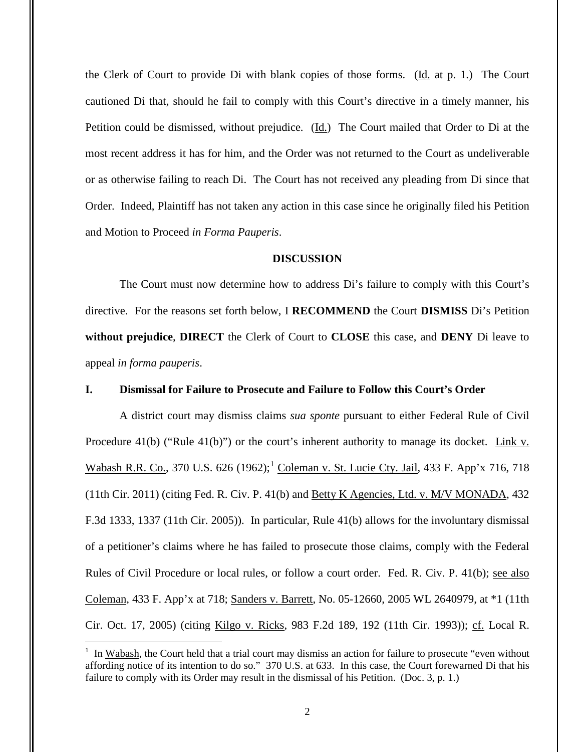the Clerk of Court to provide Di with blank copies of those forms. (Id. at p. 1.) The Court cautioned Di that, should he fail to comply with this Court's directive in a timely manner, his Petition could be dismissed, without prejudice. (Id.) The Court mailed that Order to Di at the most recent address it has for him, and the Order was not returned to the Court as undeliverable or as otherwise failing to reach Di. The Court has not received any pleading from Di since that Order. Indeed, Plaintiff has not taken any action in this case since he originally filed his Petition and Motion to Proceed *in Forma Pauperis*.

## DISCUSSION

The Court must now determine how to address Di's failure to comply with this Court's directive. For the reasons set forth below, I **RECOMMEND** the Court **DISMISS** Di's Petition **without prejudice**, **DIRECT** the Clerk of Court to **CLOSE** this case, and **DENY** Di leave to appeal *in forma pauperis*.

### I. Dismissal for Failure to Prosecute and Failure to Follow this Court's Order

A district court may dismiss claims *sua sponte* pursuant to either Federal Rule of Civil Procedure 41(b) ("Rule 41(b)") or the court's inherent authority to manage its docket. Link v. Wabash R.R. Co., 370 U.S. 626 (1962);[1] Coleman v. St. Lucie Cty. Jail, 433 F. App'x 716, 718 (11th Cir. 2011) (citing Fed. R. Civ. P. 41(b) and Betty K Agencies, Ltd. v. M/V MONADA, 432 F.3d 1333, 1337 (11th Cir. 2005)). In particular, Rule 41(b) allows for the involuntary dismissal of a petitioner's claims where he has failed to prosecute those claims, comply with the Federal Rules of Civil Procedure or local rules, or follow a court order. Fed. R. Civ. P. 41(b); see also Coleman, 433 F. App'x at 718; Sanders v. Barrett, No. 05-12660, 2005 WL 2640979, at *1 (11th Cir. Oct. 17, 2005) (citing Kilgo v. Ricks, 983 F.2d 189, 192 (11th Cir. 1993)); cf. Local R.

---

[1] In Wabash, the Court held that a trial court may dismiss an action for failure to prosecute "even without affording notice of its intention to do so." 370 U.S. at 633. In this case, the Court forewarned Di that his failure to comply with its Order may result in the dismissal of his Petition. (Doc. 3, p. 1.)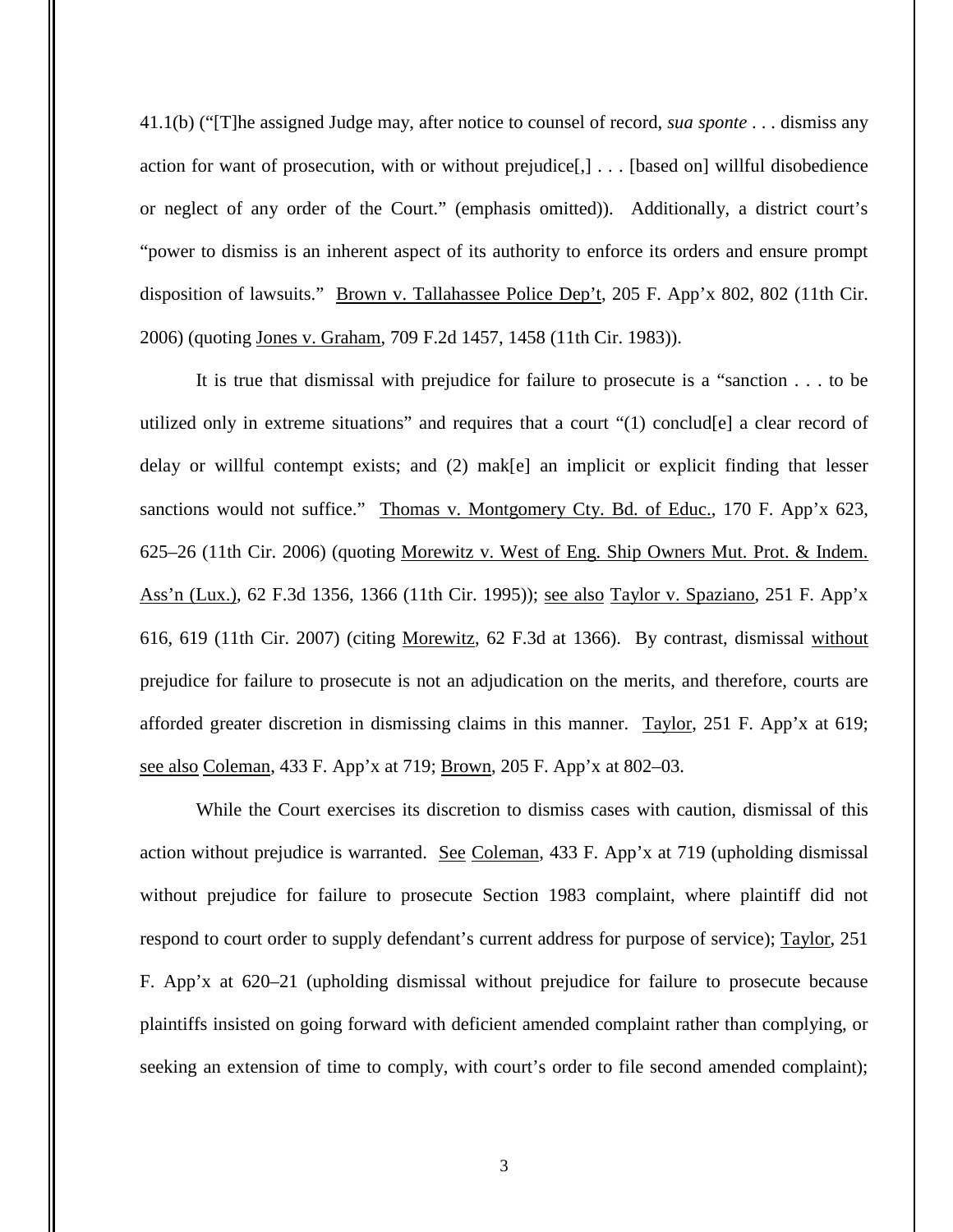41.1(b) ("[T]he assigned Judge may, after notice to counsel of record, *sua sponte* . . . dismiss any action for want of prosecution, with or without prejudice[,] . . . [based on] willful disobedience or neglect of any order of the Court." (emphasis omitted)). Additionally, a district court's "power to dismiss is an inherent aspect of its authority to enforce its orders and ensure prompt disposition of lawsuits." Brown v. Tallahassee Police Dep't, 205 F. App'x 802, 802 (11th Cir. 2006) (quoting Jones v. Graham, 709 F.2d 1457, 1458 (11th Cir. 1983)).

It is true that dismissal with prejudice for failure to prosecute is a "sanction . . . to be utilized only in extreme situations" and requires that a court "(1) conclud[e] a clear record of delay or willful contempt exists; and (2) mak[e] an implicit or explicit finding that lesser sanctions would not suffice." Thomas v. Montgomery Cty. Bd. of Educ., 170 F. App'x 623, 625–26 (11th Cir. 2006) (quoting Morewitz v. West of Eng. Ship Owners Mut. Prot. & Indem. Ass'n (Lux.), 62 F.3d 1356, 1366 (11th Cir. 1995)); see also Taylor v. Spaziano, 251 F. App'x 616, 619 (11th Cir. 2007) (citing Morewitz, 62 F.3d at 1366). By contrast, dismissal without prejudice for failure to prosecute is not an adjudication on the merits, and therefore, courts are afforded greater discretion in dismissing claims in this manner. Taylor, 251 F. App'x at 619; see also Coleman, 433 F. App'x at 719; Brown, 205 F. App'x at 802–03.

While the Court exercises its discretion to dismiss cases with caution, dismissal of this action without prejudice is warranted. See Coleman, 433 F. App'x at 719 (upholding dismissal without prejudice for failure to prosecute Section 1983 complaint, where plaintiff did not respond to court order to supply defendant's current address for purpose of service); Taylor, 251 F. App'x at 620–21 (upholding dismissal without prejudice for failure to prosecute because plaintiffs insisted on going forward with deficient amended complaint rather than complying, or seeking an extension of time to comply, with court's order to file second amended complaint);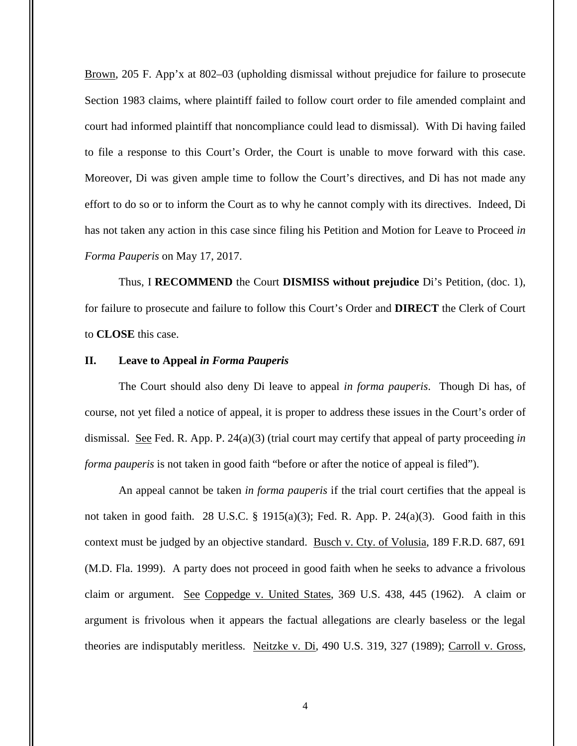Brown, 205 F. App'x at 802–03 (upholding dismissal without prejudice for failure to prosecute Section 1983 claims, where plaintiff failed to follow court order to file amended complaint and court had informed plaintiff that noncompliance could lead to dismissal). With Di having failed to file a response to this Court's Order, the Court is unable to move forward with this case. Moreover, Di was given ample time to follow the Court's directives, and Di has not made any effort to do so or to inform the Court as to why he cannot comply with its directives. Indeed, Di has not taken any action in this case since filing his Petition and Motion for Leave to Proceed *in Forma Pauperis* on May 17, 2017.

Thus, I **RECOMMEND** the Court **DISMISS without prejudice** Di's Petition, (doc. 1), for failure to prosecute and failure to follow this Court's Order and **DIRECT** the Clerk of Court to **CLOSE** this case.

## II. Leave to Appeal *in Forma Pauperis*

The Court should also deny Di leave to appeal *in forma pauperis*. Though Di has, of course, not yet filed a notice of appeal, it is proper to address these issues in the Court's order of dismissal. See Fed. R. App. P. 24(a)(3) (trial court may certify that appeal of party proceeding *in forma pauperis* is not taken in good faith "before or after the notice of appeal is filed").

An appeal cannot be taken *in forma pauperis* if the trial court certifies that the appeal is not taken in good faith. 28 U.S.C. § 1915(a)(3); Fed. R. App. P. 24(a)(3). Good faith in this context must be judged by an objective standard. Busch v. Cty. of Volusia, 189 F.R.D. 687, 691 (M.D. Fla. 1999). A party does not proceed in good faith when he seeks to advance a frivolous claim or argument. See Coppedge v. United States, 369 U.S. 438, 445 (1962). A claim or argument is frivolous when it appears the factual allegations are clearly baseless or the legal theories are indisputably meritless. Neitzke v. Di, 490 U.S. 319, 327 (1989); Carroll v. Gross,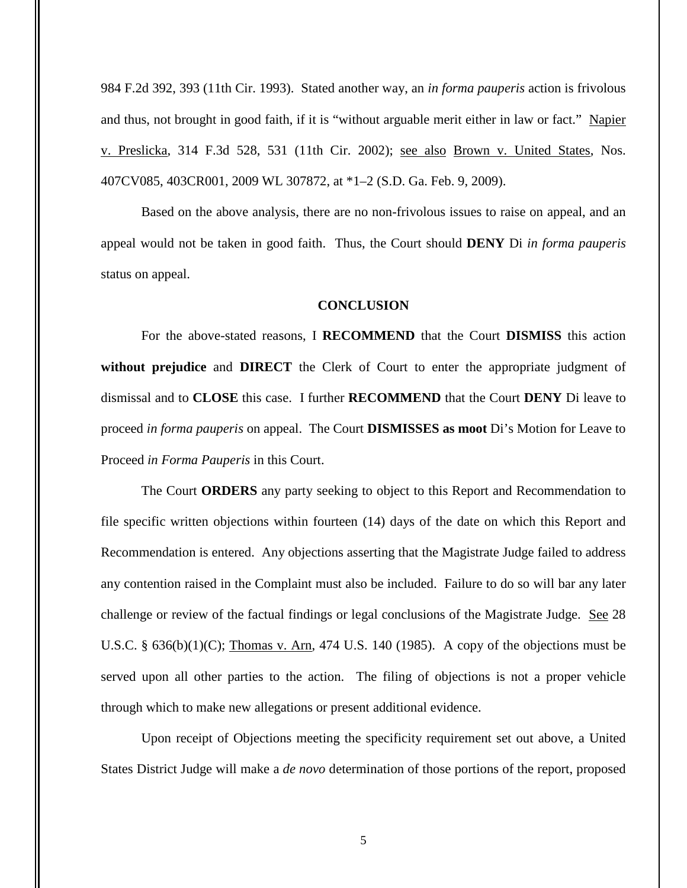984 F.2d 392, 393 (11th Cir. 1993). Stated another way, an *in forma pauperis* action is frivolous and thus, not brought in good faith, if it is "without arguable merit either in law or fact." Napier v. Preslicka, 314 F.3d 528, 531 (11th Cir. 2002); see also Brown v. United States, Nos. 407CV085, 403CR001, 2009 WL 307872, at *1–2 (S.D. Ga. Feb. 9, 2009).

Based on the above analysis, there are no non-frivolous issues to raise on appeal, and an appeal would not be taken in good faith. Thus, the Court should **DENY** Di *in forma pauperis* status on appeal.

## CONCLUSION

For the above-stated reasons, I **RECOMMEND** that the Court **DISMISS** this action **without prejudice** and **DIRECT** the Clerk of Court to enter the appropriate judgment of dismissal and to **CLOSE** this case. I further **RECOMMEND** that the Court **DENY** Di leave to proceed *in forma pauperis* on appeal. The Court **DISMISSES as moot** Di's Motion for Leave to Proceed *in Forma Pauperis* in this Court.

The Court **ORDERS** any party seeking to object to this Report and Recommendation to file specific written objections within fourteen (14) days of the date on which this Report and Recommendation is entered. Any objections asserting that the Magistrate Judge failed to address any contention raised in the Complaint must also be included. Failure to do so will bar any later challenge or review of the factual findings or legal conclusions of the Magistrate Judge. See 28 U.S.C. § 636(b)(1)(C); Thomas v. Arn, 474 U.S. 140 (1985). A copy of the objections must be served upon all other parties to the action. The filing of objections is not a proper vehicle through which to make new allegations or present additional evidence.

Upon receipt of Objections meeting the specificity requirement set out above, a United States District Judge will make a *de novo* determination of those portions of the report, proposed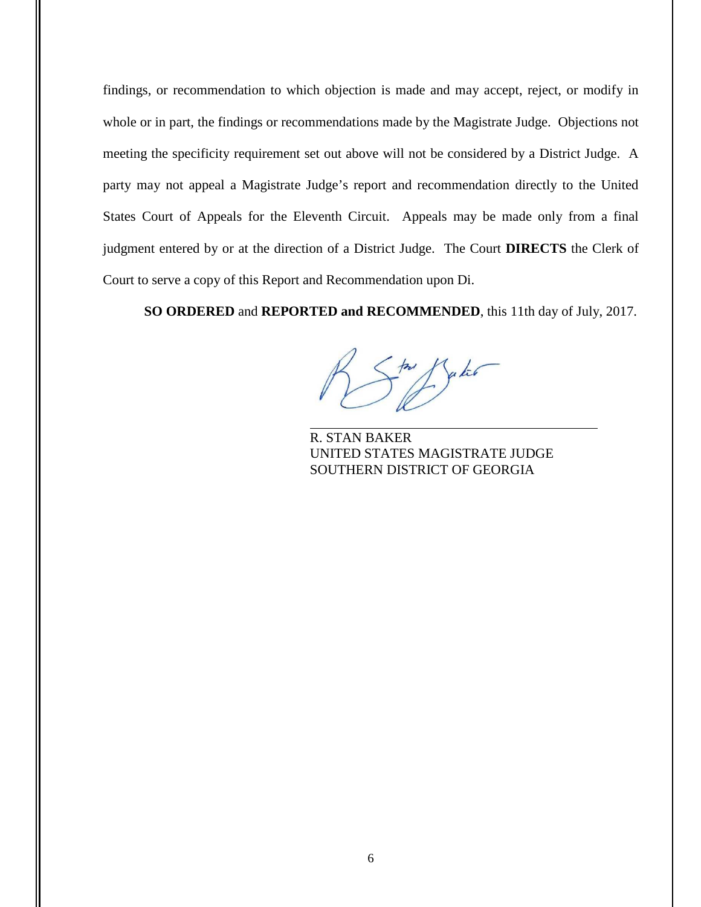findings, or recommendation to which objection is made and may accept, reject, or modify in whole or in part, the findings or recommendations made by the Magistrate Judge. Objections not meeting the specificity requirement set out above will not be considered by a District Judge. A party may not appeal a Magistrate Judge's report and recommendation directly to the United States Court of Appeals for the Eleventh Circuit. Appeals may be made only from a final judgment entered by or at the direction of a District Judge. The Court **DIRECTS** the Clerk of Court to serve a copy of this Report and Recommendation upon Di.

**SO ORDERED** and **REPORTED and RECOMMENDED**, this 11th day of July, 2017.

R. STAN BAKER
UNITED STATES MAGISTRATE JUDGE
SOUTHERN DISTRICT OF GEORGIA